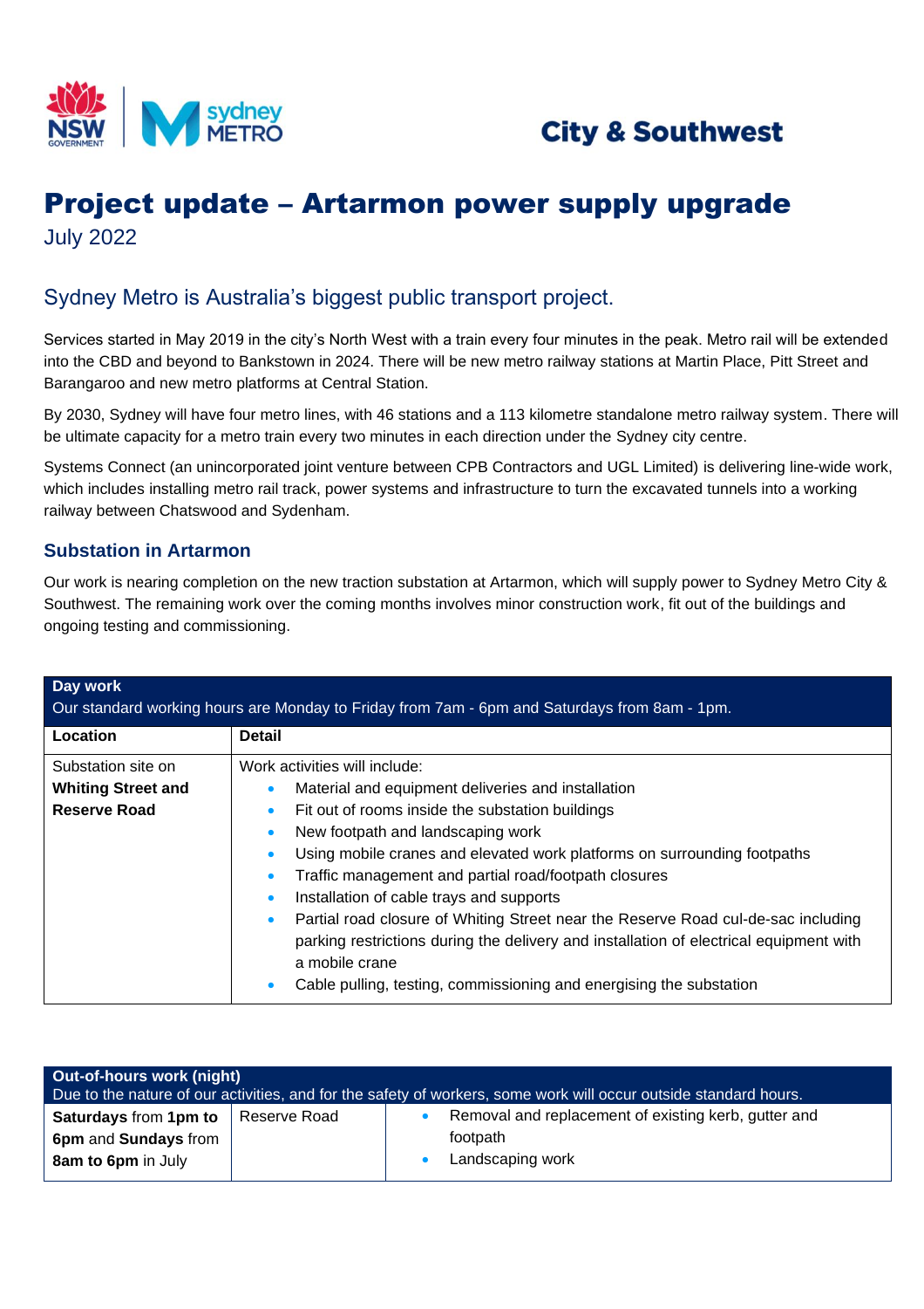City & Southwest

# Project update – Artarmon power supply upgrade

July 2022

## Sydney Metro is Australia's biggest public transport project.

Services started in May 2019 in the city's North West with a train every four minutes in the peak. Metro rail will be extended into the CBD and beyond to Bankstown in 2024. There will be new metro railway stations at Martin Place, Pitt Street and Barangaroo and new metro platforms at Central Station.

By 2030, Sydney will have four metro lines, with 46 stations and a 113 kilometre standalone metro railway system. There will be ultimate capacity for a metro train every two minutes in each direction under the Sydney city centre.

Systems Connect (an unincorporated joint venture between CPB Contractors and UGL Limited) is delivering line-wide work, which includes installing metro rail track, power systems and infrastructure to turn the excavated tunnels into a working railway between Chatswood and Sydenham.

### Substation in Artarmon

Our work is nearing completion on the new traction substation at Artarmon, which will supply power to Sydney Metro City & Southwest. The remaining work over the coming months involves minor construction work, fit out of the buildings and ongoing testing and commissioning.

**Day work**

Our standard working hours are Monday to Friday from 7am - 6pm and Saturdays from 8am - 1pm.

| Location | Detail |
| --- | --- |
| Substation site on **Whiting Street and Reserve Road** | Work activities will include:<br>• Material and equipment deliveries and installation<br>• Fit out of rooms inside the substation buildings<br>• New footpath and landscaping work<br>• Using mobile cranes and elevated work platforms on surrounding footpaths<br>• Traffic management and partial road/footpath closures<br>• Installation of cable trays and supports<br>• Partial road closure of Whiting Street near the Reserve Road cul-de-sac including parking restrictions during the delivery and installation of electrical equipment with a mobile crane<br>• Cable pulling, testing, commissioning and energising the substation |

**Out-of-hours work (night)**

Due to the nature of our activities, and for the safety of workers, some work will occur outside standard hours.

| | | |
| --- | --- | --- |
| **Saturdays** from **1pm to 6pm** and **Sundays** from **8am to 6pm** in July | Reserve Road | • Removal and replacement of existing kerb, gutter and footpath<br>• Landscaping work |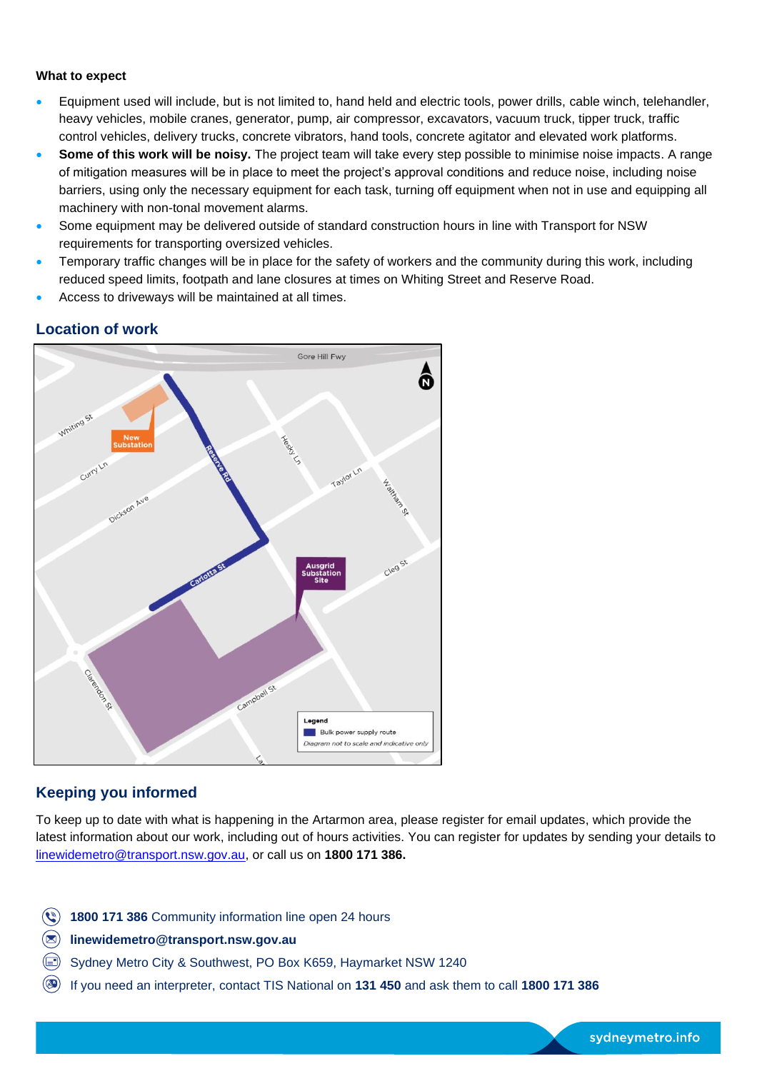**What to expect**

- Equipment used will include, but is not limited to, hand held and electric tools, power drills, cable winch, telehandler, heavy vehicles, mobile cranes, generator, pump, air compressor, excavators, vacuum truck, tipper truck, traffic control vehicles, delivery trucks, concrete vibrators, hand tools, concrete agitator and elevated work platforms.
- **Some of this work will be noisy.** The project team will take every step possible to minimise noise impacts. A range of mitigation measures will be in place to meet the project's approval conditions and reduce noise, including noise barriers, using only the necessary equipment for each task, turning off equipment when not in use and equipping all machinery with non-tonal movement alarms.
- Some equipment may be delivered outside of standard construction hours in line with Transport for NSW requirements for transporting oversized vehicles.
- Temporary traffic changes will be in place for the safety of workers and the community during this work, including reduced speed limits, footpath and lane closures at times on Whiting Street and Reserve Road.
- Access to driveways will be maintained at all times.

## Location of work

Gore Hill Fwy

Whiting St

New Substation

Curry Ln

Dickson Ave

Reserve Rd

Hesky Ln

Taylor Ln

Waltham St

Carlotta St

Ausgrid Substation Site

Cleg St

Clarendon St

Campbell St

Legend

Bulk power supply route

*Diagram not to scale and indicative only*

## Keeping you informed

To keep up to date with what is happening in the Artarmon area, please register for email updates, which provide the latest information about our work, including out of hours activities. You can register for updates by sending your details to linewidemetro@transport.nsw.gov.au, or call us on **1800 171 386.**

**1800 171 386** Community information line open 24 hours

**linewidemetro@transport.nsw.gov.au**

Sydney Metro City & Southwest, PO Box K659, Haymarket NSW 1240

If you need an interpreter, contact TIS National on **131 450** and ask them to call **1800 171 386**

sydneymetro.info